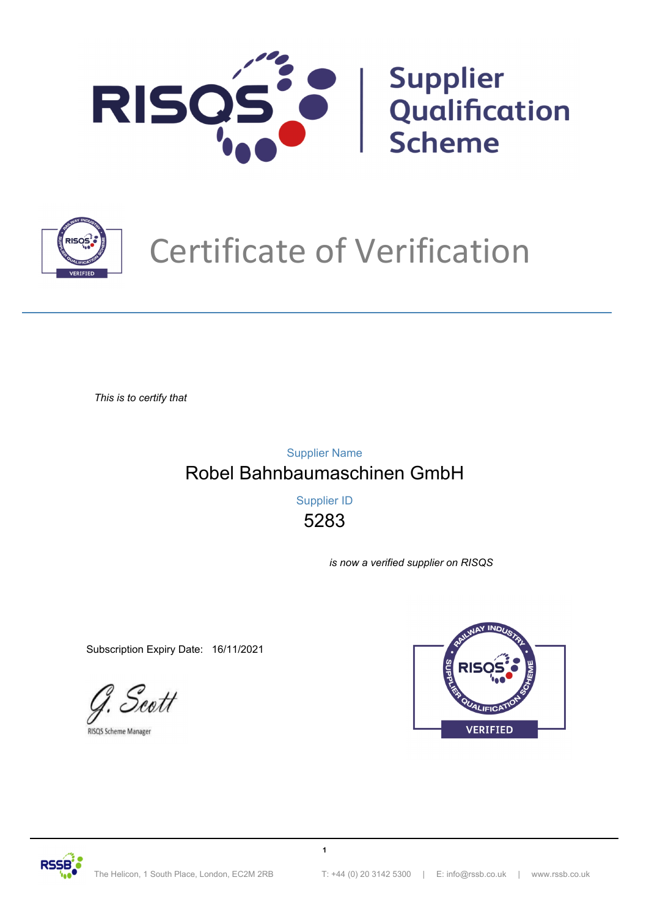# RISQS | Supplier Qualification Scheme

# Certificate of Verification

*This is to certify that*

Supplier Name

**Robel Bahnbaumaschinen GmbH**

Supplier ID

**5283**

*is now a verified supplier on RISQS*

Subscription Expiry Date: 16/11/2021

G. Scott

RISQS Scheme Manager

The Helicon, 1 South Place, London, EC2M 2RB | T: +44 (0) 20 3142 5300 | E: info@rssb.co.uk | www.rssb.co.uk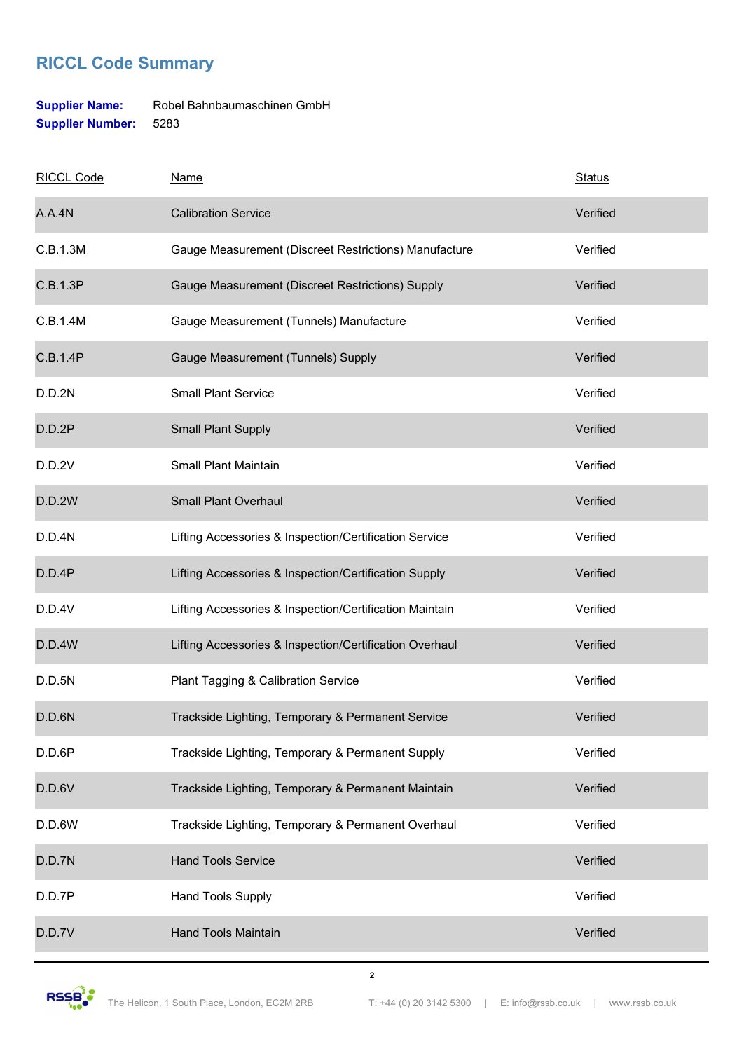## RICCL Code Summary

**Supplier Name:** Robel Bahnbaumaschinen GmbH
**Supplier Number:** 5283

| RICCL Code | Name | Status |
|---|---|---|
| A.A.4N | Calibration Service | Verified |
| C.B.1.3M | Gauge Measurement (Discreet Restrictions) Manufacture | Verified |
| C.B.1.3P | Gauge Measurement (Discreet Restrictions) Supply | Verified |
| C.B.1.4M | Gauge Measurement (Tunnels) Manufacture | Verified |
| C.B.1.4P | Gauge Measurement (Tunnels) Supply | Verified |
| D.D.2N | Small Plant Service | Verified |
| D.D.2P | Small Plant Supply | Verified |
| D.D.2V | Small Plant Maintain | Verified |
| D.D.2W | Small Plant Overhaul | Verified |
| D.D.4N | Lifting Accessories & Inspection/Certification Service | Verified |
| D.D.4P | Lifting Accessories & Inspection/Certification Supply | Verified |
| D.D.4V | Lifting Accessories & Inspection/Certification Maintain | Verified |
| D.D.4W | Lifting Accessories & Inspection/Certification Overhaul | Verified |
| D.D.5N | Plant Tagging & Calibration Service | Verified |
| D.D.6N | Trackside Lighting, Temporary & Permanent Service | Verified |
| D.D.6P | Trackside Lighting, Temporary & Permanent Supply | Verified |
| D.D.6V | Trackside Lighting, Temporary & Permanent Maintain | Verified |
| D.D.6W | Trackside Lighting, Temporary & Permanent Overhaul | Verified |
| D.D.7N | Hand Tools Service | Verified |
| D.D.7P | Hand Tools Supply | Verified |
| D.D.7V | Hand Tools Maintain | Verified |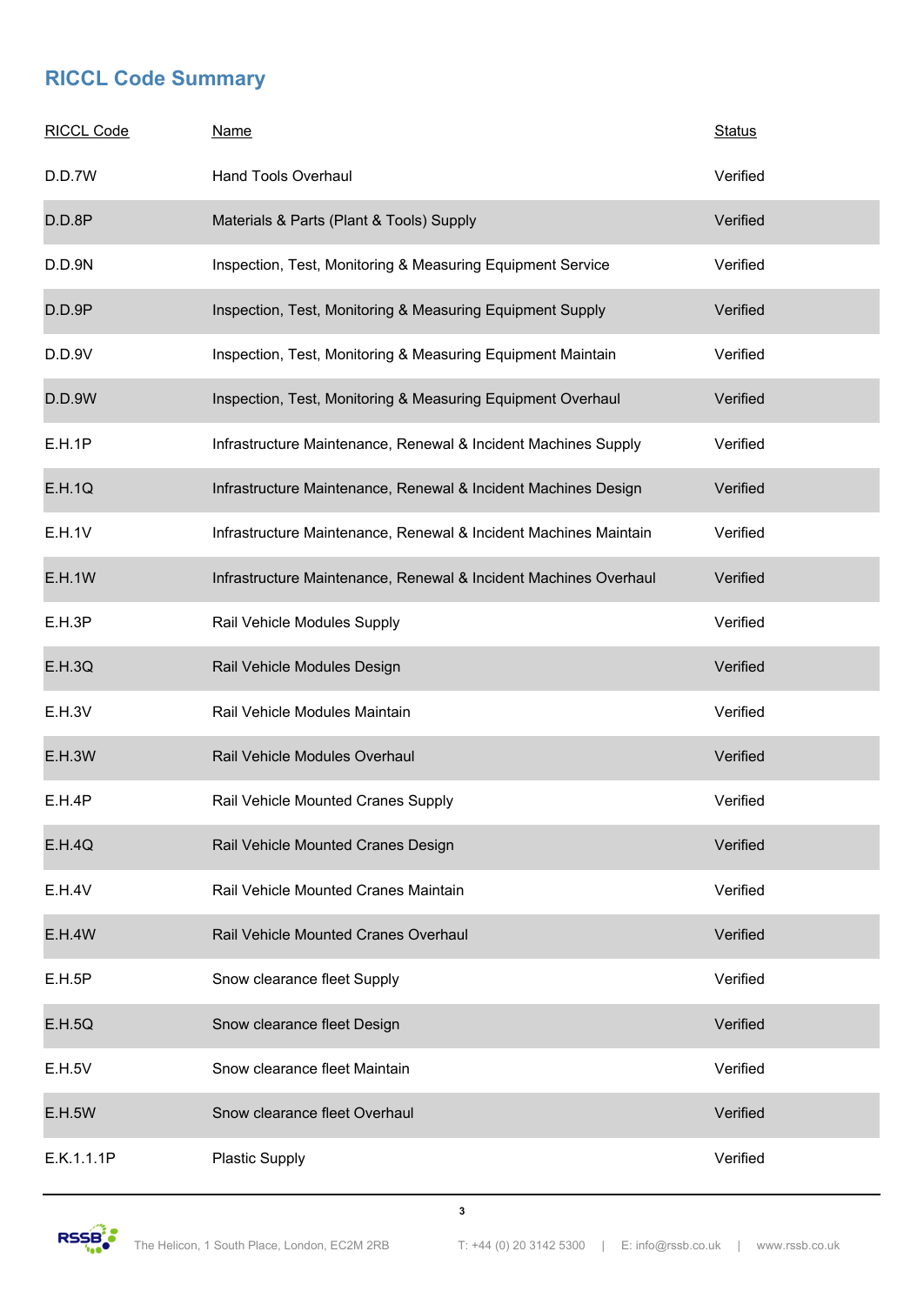## RICCL Code Summary

| RICCL Code | Name | Status |
|---|---|---|
| D.D.7W | Hand Tools Overhaul | Verified |
| D.D.8P | Materials & Parts (Plant & Tools) Supply | Verified |
| D.D.9N | Inspection, Test, Monitoring & Measuring Equipment Service | Verified |
| D.D.9P | Inspection, Test, Monitoring & Measuring Equipment Supply | Verified |
| D.D.9V | Inspection, Test, Monitoring & Measuring Equipment Maintain | Verified |
| D.D.9W | Inspection, Test, Monitoring & Measuring Equipment Overhaul | Verified |
| E.H.1P | Infrastructure Maintenance, Renewal & Incident Machines Supply | Verified |
| E.H.1Q | Infrastructure Maintenance, Renewal & Incident Machines Design | Verified |
| E.H.1V | Infrastructure Maintenance, Renewal & Incident Machines Maintain | Verified |
| E.H.1W | Infrastructure Maintenance, Renewal & Incident Machines Overhaul | Verified |
| E.H.3P | Rail Vehicle Modules Supply | Verified |
| E.H.3Q | Rail Vehicle Modules Design | Verified |
| E.H.3V | Rail Vehicle Modules Maintain | Verified |
| E.H.3W | Rail Vehicle Modules Overhaul | Verified |
| E.H.4P | Rail Vehicle Mounted Cranes Supply | Verified |
| E.H.4Q | Rail Vehicle Mounted Cranes Design | Verified |
| E.H.4V | Rail Vehicle Mounted Cranes Maintain | Verified |
| E.H.4W | Rail Vehicle Mounted Cranes Overhaul | Verified |
| E.H.5P | Snow clearance fleet Supply | Verified |
| E.H.5Q | Snow clearance fleet Design | Verified |
| E.H.5V | Snow clearance fleet Maintain | Verified |
| E.H.5W | Snow clearance fleet Overhaul | Verified |
| E.K.1.1.1P | Plastic Supply | Verified |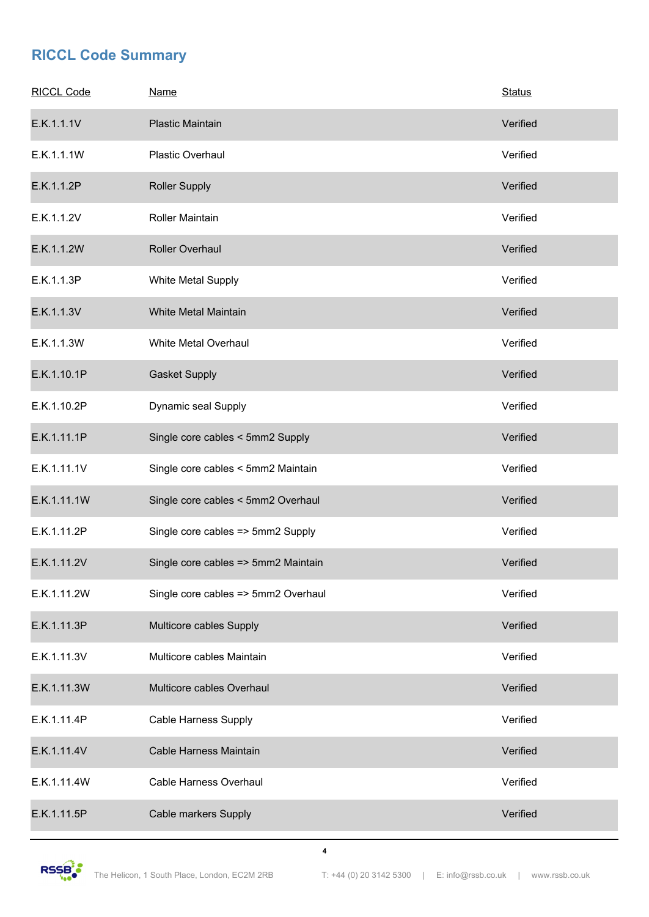## RICCL Code Summary

| RICCL Code | Name | Status |
|---|---|---|
| E.K.1.1.1V | Plastic Maintain | Verified |
| E.K.1.1.1W | Plastic Overhaul | Verified |
| E.K.1.1.2P | Roller Supply | Verified |
| E.K.1.1.2V | Roller Maintain | Verified |
| E.K.1.1.2W | Roller Overhaul | Verified |
| E.K.1.1.3P | White Metal Supply | Verified |
| E.K.1.1.3V | White Metal Maintain | Verified |
| E.K.1.1.3W | White Metal Overhaul | Verified |
| E.K.1.10.1P | Gasket Supply | Verified |
| E.K.1.10.2P | Dynamic seal Supply | Verified |
| E.K.1.11.1P | Single core cables < 5mm2 Supply | Verified |
| E.K.1.11.1V | Single core cables < 5mm2 Maintain | Verified |
| E.K.1.11.1W | Single core cables < 5mm2 Overhaul | Verified |
| E.K.1.11.2P | Single core cables => 5mm2 Supply | Verified |
| E.K.1.11.2V | Single core cables => 5mm2 Maintain | Verified |
| E.K.1.11.2W | Single core cables => 5mm2 Overhaul | Verified |
| E.K.1.11.3P | Multicore cables Supply | Verified |
| E.K.1.11.3V | Multicore cables Maintain | Verified |
| E.K.1.11.3W | Multicore cables Overhaul | Verified |
| E.K.1.11.4P | Cable Harness Supply | Verified |
| E.K.1.11.4V | Cable Harness Maintain | Verified |
| E.K.1.11.4W | Cable Harness Overhaul | Verified |
| E.K.1.11.5P | Cable markers Supply | Verified |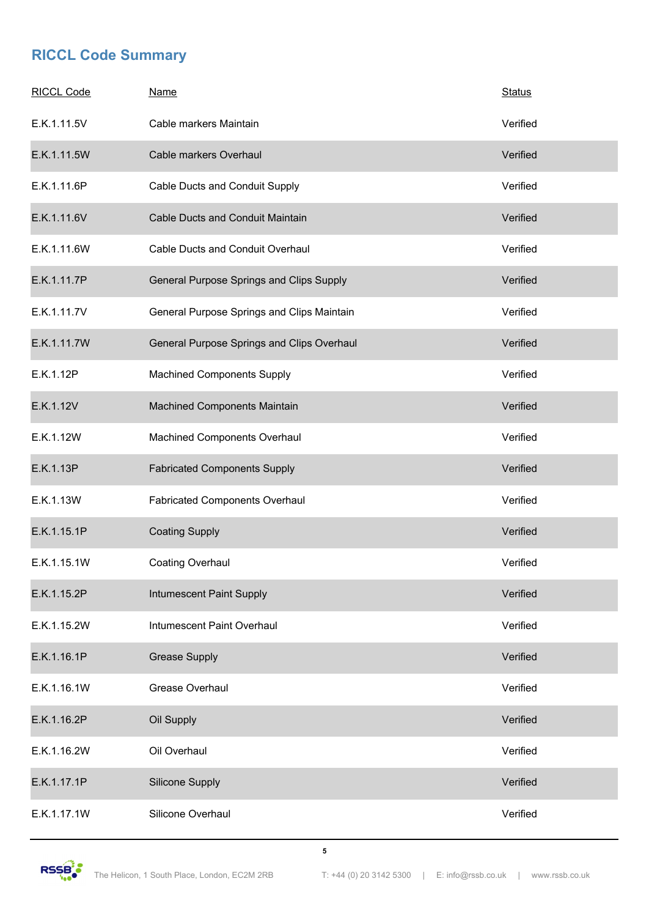## RICCL Code Summary

| RICCL Code | Name | Status |
|---|---|---|
| E.K.1.11.5V | Cable markers Maintain | Verified |
| E.K.1.11.5W | Cable markers Overhaul | Verified |
| E.K.1.11.6P | Cable Ducts and Conduit Supply | Verified |
| E.K.1.11.6V | Cable Ducts and Conduit Maintain | Verified |
| E.K.1.11.6W | Cable Ducts and Conduit Overhaul | Verified |
| E.K.1.11.7P | General Purpose Springs and Clips Supply | Verified |
| E.K.1.11.7V | General Purpose Springs and Clips Maintain | Verified |
| E.K.1.11.7W | General Purpose Springs and Clips Overhaul | Verified |
| E.K.1.12P | Machined Components Supply | Verified |
| E.K.1.12V | Machined Components Maintain | Verified |
| E.K.1.12W | Machined Components Overhaul | Verified |
| E.K.1.13P | Fabricated Components Supply | Verified |
| E.K.1.13W | Fabricated Components Overhaul | Verified |
| E.K.1.15.1P | Coating Supply | Verified |
| E.K.1.15.1W | Coating Overhaul | Verified |
| E.K.1.15.2P | Intumescent Paint Supply | Verified |
| E.K.1.15.2W | Intumescent Paint Overhaul | Verified |
| E.K.1.16.1P | Grease Supply | Verified |
| E.K.1.16.1W | Grease Overhaul | Verified |
| E.K.1.16.2P | Oil Supply | Verified |
| E.K.1.16.2W | Oil Overhaul | Verified |
| E.K.1.17.1P | Silicone Supply | Verified |
| E.K.1.17.1W | Silicone Overhaul | Verified |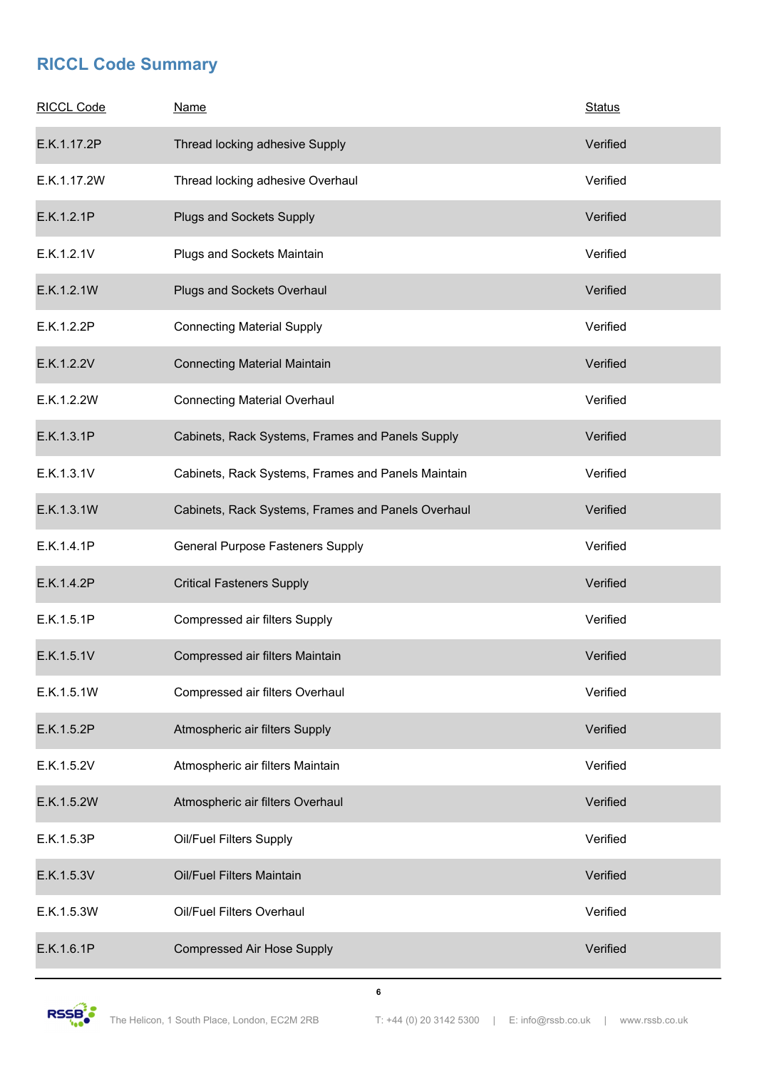## RICCL Code Summary

| RICCL Code | Name | Status |
|---|---|---|
| E.K.1.17.2P | Thread locking adhesive Supply | Verified |
| E.K.1.17.2W | Thread locking adhesive Overhaul | Verified |
| E.K.1.2.1P | Plugs and Sockets Supply | Verified |
| E.K.1.2.1V | Plugs and Sockets Maintain | Verified |
| E.K.1.2.1W | Plugs and Sockets Overhaul | Verified |
| E.K.1.2.2P | Connecting Material Supply | Verified |
| E.K.1.2.2V | Connecting Material Maintain | Verified |
| E.K.1.2.2W | Connecting Material Overhaul | Verified |
| E.K.1.3.1P | Cabinets, Rack Systems, Frames and Panels Supply | Verified |
| E.K.1.3.1V | Cabinets, Rack Systems, Frames and Panels Maintain | Verified |
| E.K.1.3.1W | Cabinets, Rack Systems, Frames and Panels Overhaul | Verified |
| E.K.1.4.1P | General Purpose Fasteners Supply | Verified |
| E.K.1.4.2P | Critical Fasteners Supply | Verified |
| E.K.1.5.1P | Compressed air filters Supply | Verified |
| E.K.1.5.1V | Compressed air filters Maintain | Verified |
| E.K.1.5.1W | Compressed air filters Overhaul | Verified |
| E.K.1.5.2P | Atmospheric air filters Supply | Verified |
| E.K.1.5.2V | Atmospheric air filters Maintain | Verified |
| E.K.1.5.2W | Atmospheric air filters Overhaul | Verified |
| E.K.1.5.3P | Oil/Fuel Filters Supply | Verified |
| E.K.1.5.3V | Oil/Fuel Filters Maintain | Verified |
| E.K.1.5.3W | Oil/Fuel Filters Overhaul | Verified |
| E.K.1.6.1P | Compressed Air Hose Supply | Verified |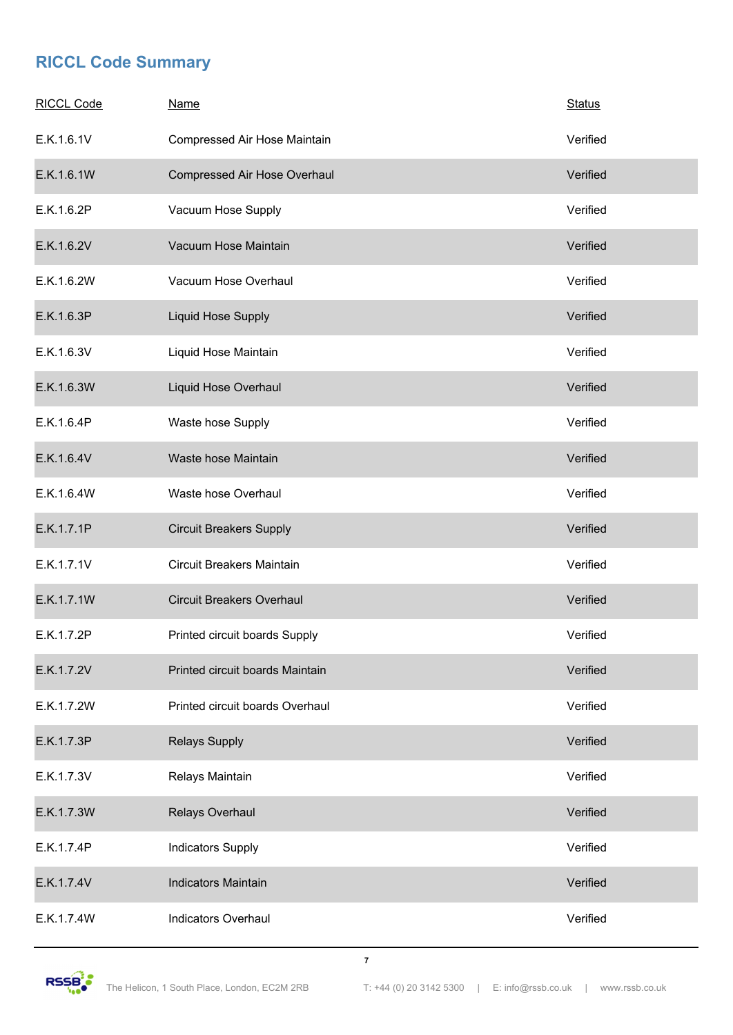## RICCL Code Summary

| RICCL Code | Name | Status |
| --- | --- | --- |
| E.K.1.6.1V | Compressed Air Hose Maintain | Verified |
| E.K.1.6.1W | Compressed Air Hose Overhaul | Verified |
| E.K.1.6.2P | Vacuum Hose Supply | Verified |
| E.K.1.6.2V | Vacuum Hose Maintain | Verified |
| E.K.1.6.2W | Vacuum Hose Overhaul | Verified |
| E.K.1.6.3P | Liquid Hose Supply | Verified |
| E.K.1.6.3V | Liquid Hose Maintain | Verified |
| E.K.1.6.3W | Liquid Hose Overhaul | Verified |
| E.K.1.6.4P | Waste hose Supply | Verified |
| E.K.1.6.4V | Waste hose Maintain | Verified |
| E.K.1.6.4W | Waste hose Overhaul | Verified |
| E.K.1.7.1P | Circuit Breakers Supply | Verified |
| E.K.1.7.1V | Circuit Breakers Maintain | Verified |
| E.K.1.7.1W | Circuit Breakers Overhaul | Verified |
| E.K.1.7.2P | Printed circuit boards Supply | Verified |
| E.K.1.7.2V | Printed circuit boards Maintain | Verified |
| E.K.1.7.2W | Printed circuit boards Overhaul | Verified |
| E.K.1.7.3P | Relays Supply | Verified |
| E.K.1.7.3V | Relays Maintain | Verified |
| E.K.1.7.3W | Relays Overhaul | Verified |
| E.K.1.7.4P | Indicators Supply | Verified |
| E.K.1.7.4V | Indicators Maintain | Verified |
| E.K.1.7.4W | Indicators Overhaul | Verified |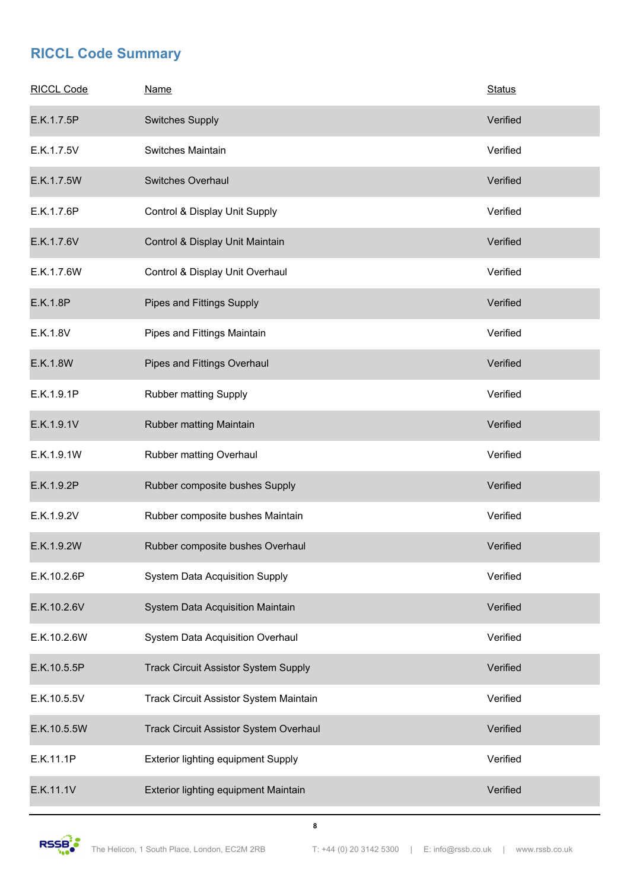## RICCL Code Summary

| RICCL Code | Name | Status |
|---|---|---|
| E.K.1.7.5P | Switches Supply | Verified |
| E.K.1.7.5V | Switches Maintain | Verified |
| E.K.1.7.5W | Switches Overhaul | Verified |
| E.K.1.7.6P | Control & Display Unit Supply | Verified |
| E.K.1.7.6V | Control & Display Unit Maintain | Verified |
| E.K.1.7.6W | Control & Display Unit Overhaul | Verified |
| E.K.1.8P | Pipes and Fittings Supply | Verified |
| E.K.1.8V | Pipes and Fittings Maintain | Verified |
| E.K.1.8W | Pipes and Fittings Overhaul | Verified |
| E.K.1.9.1P | Rubber matting Supply | Verified |
| E.K.1.9.1V | Rubber matting Maintain | Verified |
| E.K.1.9.1W | Rubber matting Overhaul | Verified |
| E.K.1.9.2P | Rubber composite bushes Supply | Verified |
| E.K.1.9.2V | Rubber composite bushes Maintain | Verified |
| E.K.1.9.2W | Rubber composite bushes Overhaul | Verified |
| E.K.10.2.6P | System Data Acquisition Supply | Verified |
| E.K.10.2.6V | System Data Acquisition Maintain | Verified |
| E.K.10.2.6W | System Data Acquisition Overhaul | Verified |
| E.K.10.5.5P | Track Circuit Assistor System Supply | Verified |
| E.K.10.5.5V | Track Circuit Assistor System Maintain | Verified |
| E.K.10.5.5W | Track Circuit Assistor System Overhaul | Verified |
| E.K.11.1P | Exterior lighting equipment Supply | Verified |
| E.K.11.1V | Exterior lighting equipment Maintain | Verified |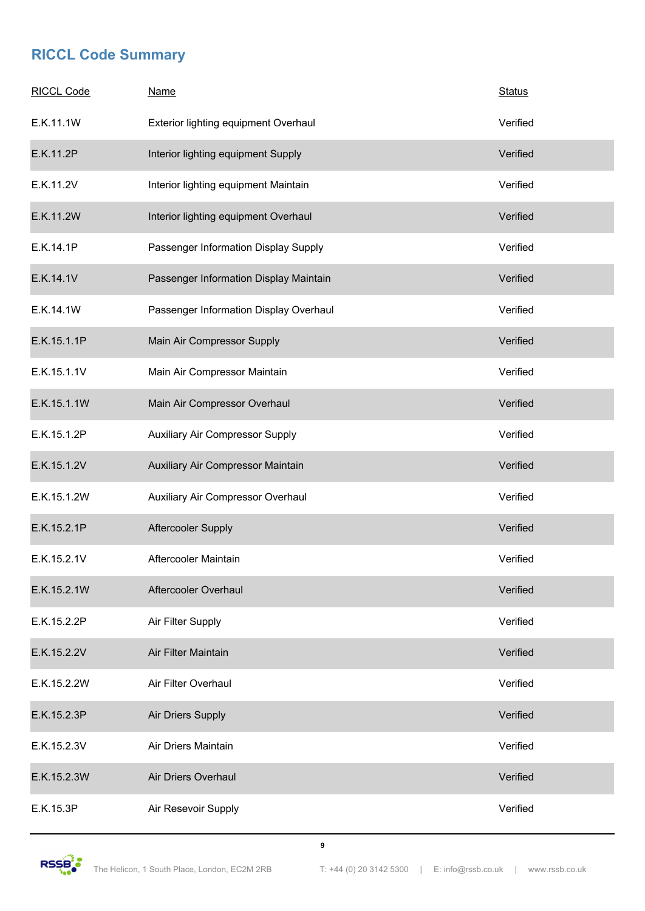## RICCL Code Summary

| RICCL Code | Name | Status |
| --- | --- | --- |
| E.K.11.1W | Exterior lighting equipment Overhaul | Verified |
| E.K.11.2P | Interior lighting equipment Supply | Verified |
| E.K.11.2V | Interior lighting equipment Maintain | Verified |
| E.K.11.2W | Interior lighting equipment Overhaul | Verified |
| E.K.14.1P | Passenger Information Display Supply | Verified |
| E.K.14.1V | Passenger Information Display Maintain | Verified |
| E.K.14.1W | Passenger Information Display Overhaul | Verified |
| E.K.15.1.1P | Main Air Compressor Supply | Verified |
| E.K.15.1.1V | Main Air Compressor Maintain | Verified |
| E.K.15.1.1W | Main Air Compressor Overhaul | Verified |
| E.K.15.1.2P | Auxiliary Air Compressor Supply | Verified |
| E.K.15.1.2V | Auxiliary Air Compressor Maintain | Verified |
| E.K.15.1.2W | Auxiliary Air Compressor Overhaul | Verified |
| E.K.15.2.1P | Aftercooler Supply | Verified |
| E.K.15.2.1V | Aftercooler Maintain | Verified |
| E.K.15.2.1W | Aftercooler Overhaul | Verified |
| E.K.15.2.2P | Air Filter Supply | Verified |
| E.K.15.2.2V | Air Filter Maintain | Verified |
| E.K.15.2.2W | Air Filter Overhaul | Verified |
| E.K.15.2.3P | Air Driers Supply | Verified |
| E.K.15.2.3V | Air Driers Maintain | Verified |
| E.K.15.2.3W | Air Driers Overhaul | Verified |
| E.K.15.3P | Air Resevoir Supply | Verified |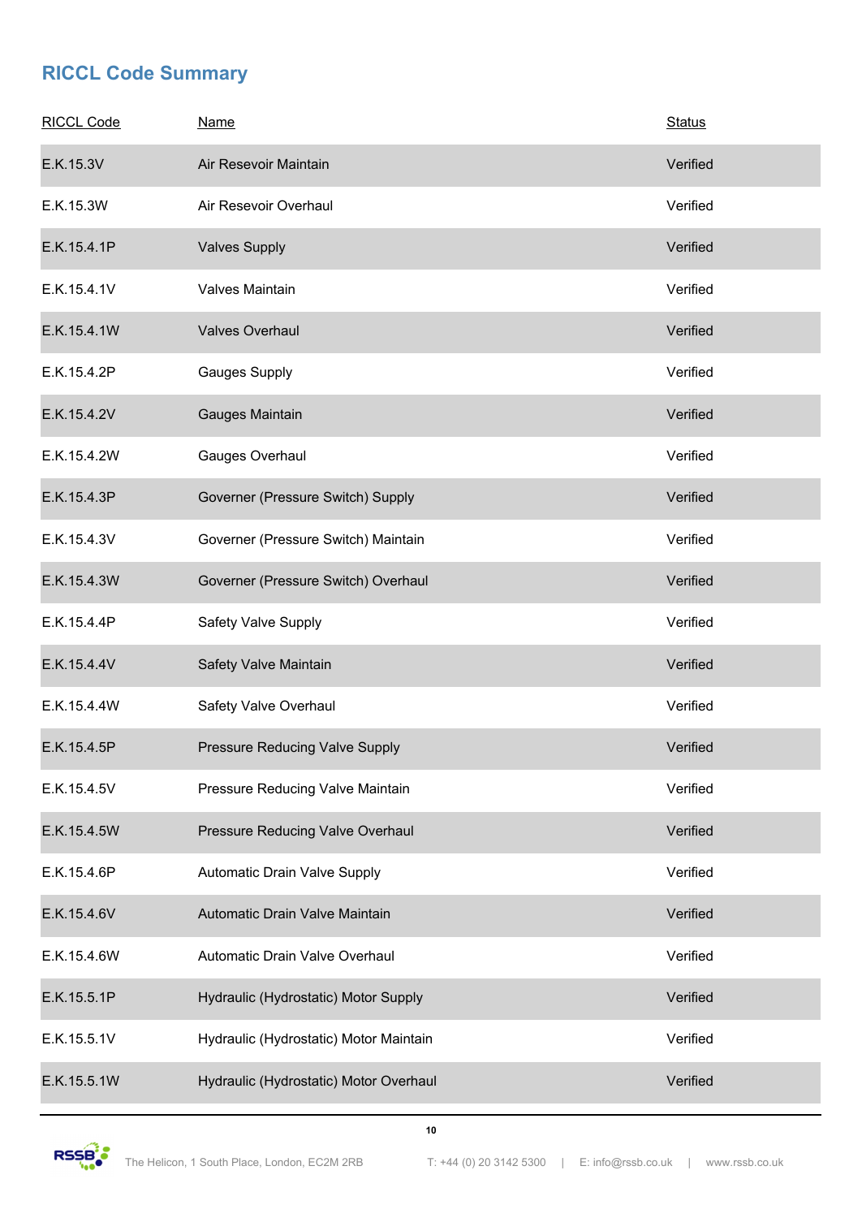## RICCL Code Summary

| RICCL Code | Name | Status |
|---|---|---|
| E.K.15.3V | Air Resevoir Maintain | Verified |
| E.K.15.3W | Air Resevoir Overhaul | Verified |
| E.K.15.4.1P | Valves Supply | Verified |
| E.K.15.4.1V | Valves Maintain | Verified |
| E.K.15.4.1W | Valves Overhaul | Verified |
| E.K.15.4.2P | Gauges Supply | Verified |
| E.K.15.4.2V | Gauges Maintain | Verified |
| E.K.15.4.2W | Gauges Overhaul | Verified |
| E.K.15.4.3P | Governer (Pressure Switch) Supply | Verified |
| E.K.15.4.3V | Governer (Pressure Switch) Maintain | Verified |
| E.K.15.4.3W | Governer (Pressure Switch) Overhaul | Verified |
| E.K.15.4.4P | Safety Valve Supply | Verified |
| E.K.15.4.4V | Safety Valve Maintain | Verified |
| E.K.15.4.4W | Safety Valve Overhaul | Verified |
| E.K.15.4.5P | Pressure Reducing Valve Supply | Verified |
| E.K.15.4.5V | Pressure Reducing Valve Maintain | Verified |
| E.K.15.4.5W | Pressure Reducing Valve Overhaul | Verified |
| E.K.15.4.6P | Automatic Drain Valve Supply | Verified |
| E.K.15.4.6V | Automatic Drain Valve Maintain | Verified |
| E.K.15.4.6W | Automatic Drain Valve Overhaul | Verified |
| E.K.15.5.1P | Hydraulic (Hydrostatic) Motor Supply | Verified |
| E.K.15.5.1V | Hydraulic (Hydrostatic) Motor Maintain | Verified |
| E.K.15.5.1W | Hydraulic (Hydrostatic) Motor Overhaul | Verified |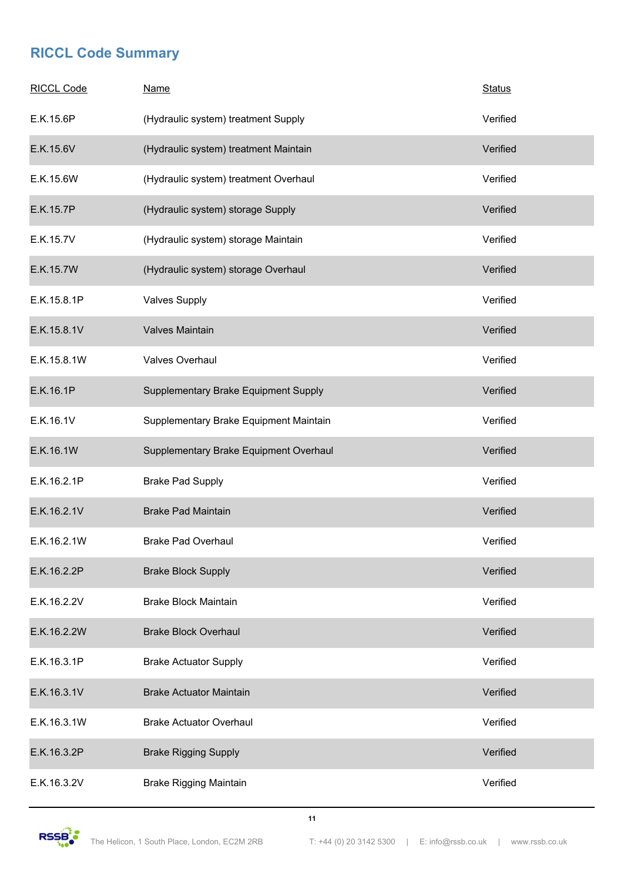## RICCL Code Summary

| RICCL Code | Name | Status |
|---|---|---|
| E.K.15.6P | (Hydraulic system) treatment Supply | Verified |
| E.K.15.6V | (Hydraulic system) treatment Maintain | Verified |
| E.K.15.6W | (Hydraulic system) treatment Overhaul | Verified |
| E.K.15.7P | (Hydraulic system) storage Supply | Verified |
| E.K.15.7V | (Hydraulic system) storage Maintain | Verified |
| E.K.15.7W | (Hydraulic system) storage Overhaul | Verified |
| E.K.15.8.1P | Valves Supply | Verified |
| E.K.15.8.1V | Valves Maintain | Verified |
| E.K.15.8.1W | Valves Overhaul | Verified |
| E.K.16.1P | Supplementary Brake Equipment Supply | Verified |
| E.K.16.1V | Supplementary Brake Equipment Maintain | Verified |
| E.K.16.1W | Supplementary Brake Equipment Overhaul | Verified |
| E.K.16.2.1P | Brake Pad Supply | Verified |
| E.K.16.2.1V | Brake Pad Maintain | Verified |
| E.K.16.2.1W | Brake Pad Overhaul | Verified |
| E.K.16.2.2P | Brake Block Supply | Verified |
| E.K.16.2.2V | Brake Block Maintain | Verified |
| E.K.16.2.2W | Brake Block Overhaul | Verified |
| E.K.16.3.1P | Brake Actuator Supply | Verified |
| E.K.16.3.1V | Brake Actuator Maintain | Verified |
| E.K.16.3.1W | Brake Actuator Overhaul | Verified |
| E.K.16.3.2P | Brake Rigging Supply | Verified |
| E.K.16.3.2V | Brake Rigging Maintain | Verified |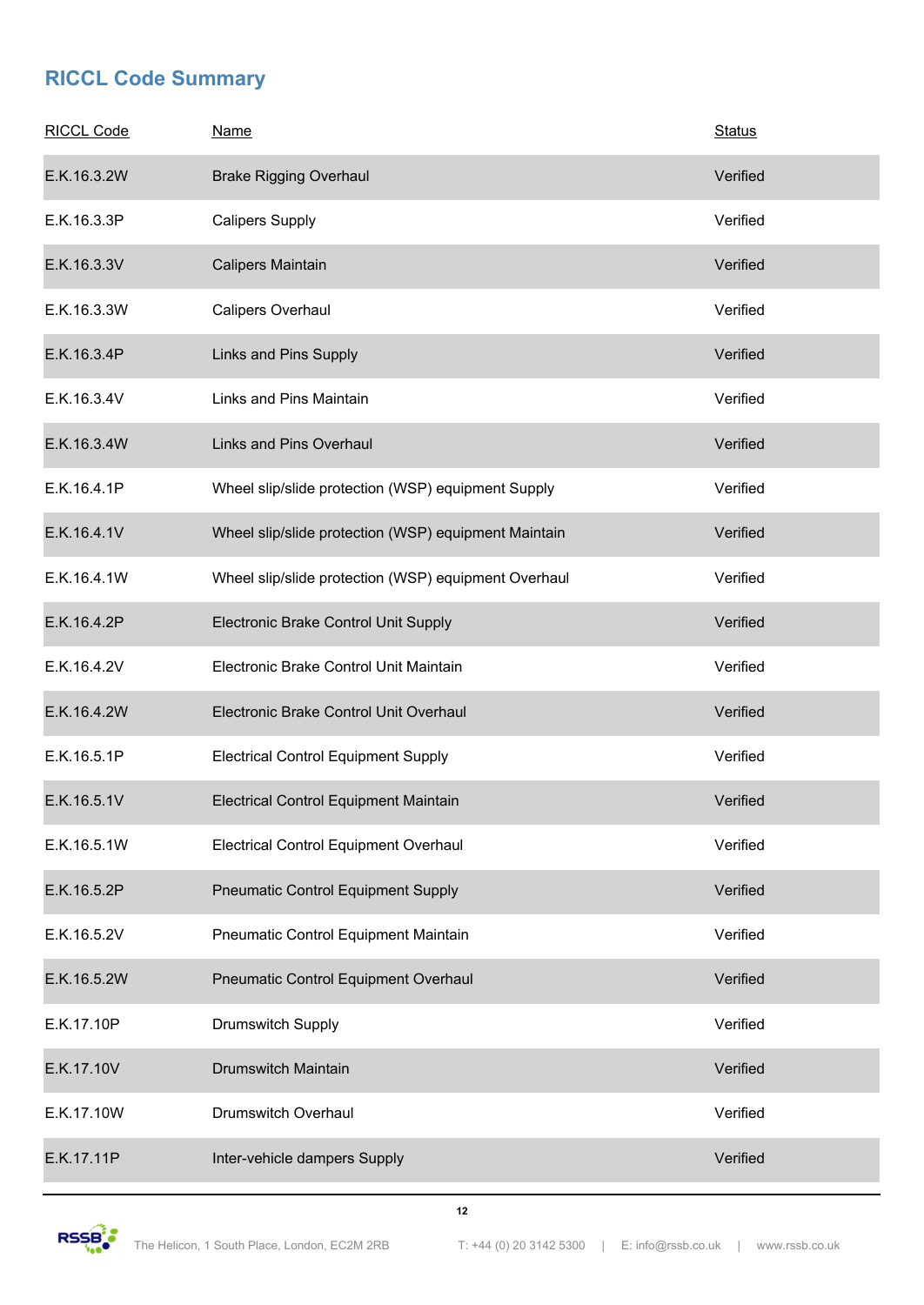## RICCL Code Summary

| RICCL Code | Name | Status |
|---|---|---|
| E.K.16.3.2W | Brake Rigging Overhaul | Verified |
| E.K.16.3.3P | Calipers Supply | Verified |
| E.K.16.3.3V | Calipers Maintain | Verified |
| E.K.16.3.3W | Calipers Overhaul | Verified |
| E.K.16.3.4P | Links and Pins Supply | Verified |
| E.K.16.3.4V | Links and Pins Maintain | Verified |
| E.K.16.3.4W | Links and Pins Overhaul | Verified |
| E.K.16.4.1P | Wheel slip/slide protection (WSP) equipment Supply | Verified |
| E.K.16.4.1V | Wheel slip/slide protection (WSP) equipment Maintain | Verified |
| E.K.16.4.1W | Wheel slip/slide protection (WSP) equipment Overhaul | Verified |
| E.K.16.4.2P | Electronic Brake Control Unit Supply | Verified |
| E.K.16.4.2V | Electronic Brake Control Unit Maintain | Verified |
| E.K.16.4.2W | Electronic Brake Control Unit Overhaul | Verified |
| E.K.16.5.1P | Electrical Control Equipment Supply | Verified |
| E.K.16.5.1V | Electrical Control Equipment Maintain | Verified |
| E.K.16.5.1W | Electrical Control Equipment Overhaul | Verified |
| E.K.16.5.2P | Pneumatic Control Equipment Supply | Verified |
| E.K.16.5.2V | Pneumatic Control Equipment Maintain | Verified |
| E.K.16.5.2W | Pneumatic Control Equipment Overhaul | Verified |
| E.K.17.10P | Drumswitch Supply | Verified |
| E.K.17.10V | Drumswitch Maintain | Verified |
| E.K.17.10W | Drumswitch Overhaul | Verified |
| E.K.17.11P | Inter-vehicle dampers Supply | Verified |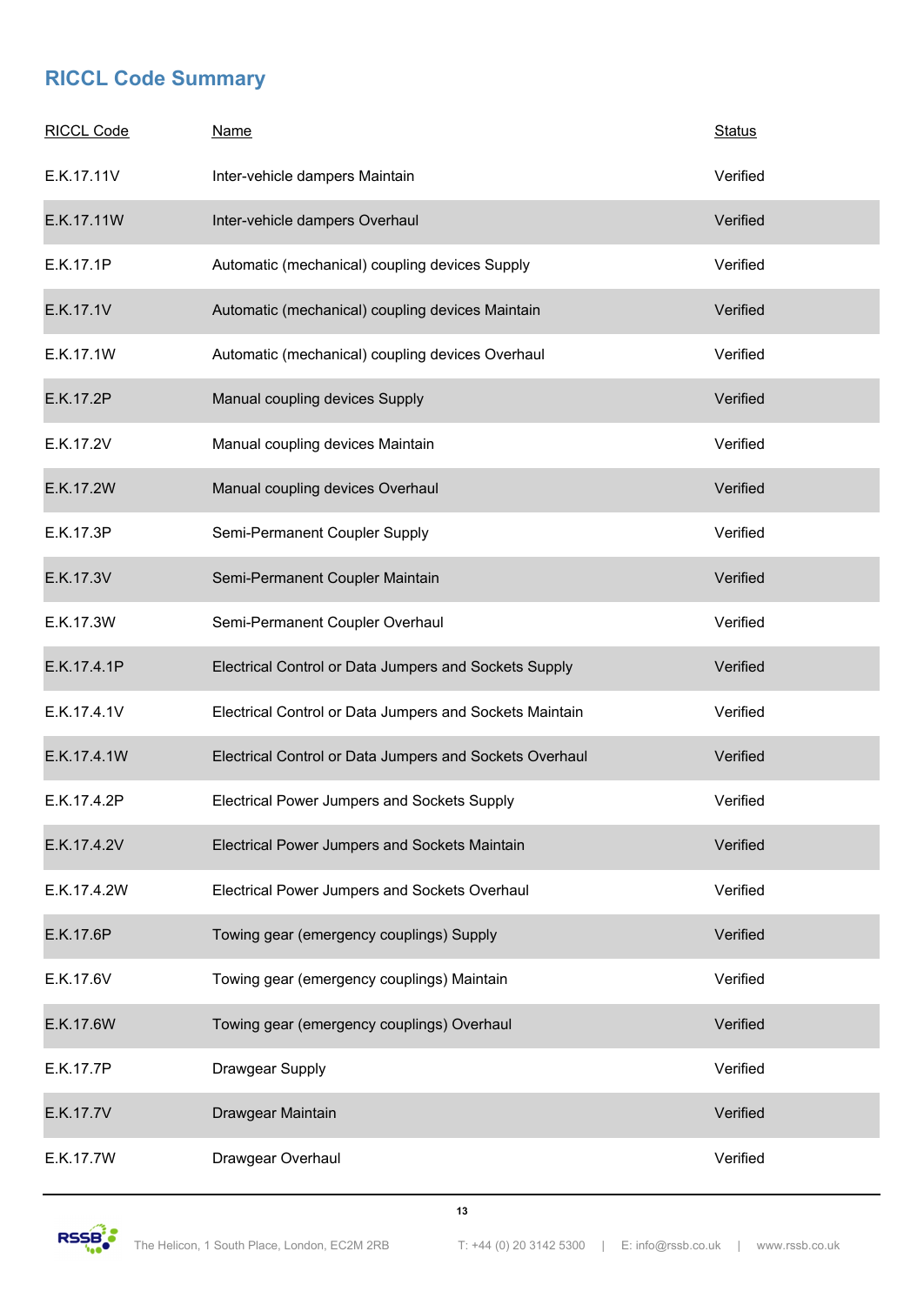## RICCL Code Summary

| RICCL Code | Name | Status |
|---|---|---|
| E.K.17.11V | Inter-vehicle dampers Maintain | Verified |
| E.K.17.11W | Inter-vehicle dampers Overhaul | Verified |
| E.K.17.1P | Automatic (mechanical) coupling devices Supply | Verified |
| E.K.17.1V | Automatic (mechanical) coupling devices Maintain | Verified |
| E.K.17.1W | Automatic (mechanical) coupling devices Overhaul | Verified |
| E.K.17.2P | Manual coupling devices Supply | Verified |
| E.K.17.2V | Manual coupling devices Maintain | Verified |
| E.K.17.2W | Manual coupling devices Overhaul | Verified |
| E.K.17.3P | Semi-Permanent Coupler Supply | Verified |
| E.K.17.3V | Semi-Permanent Coupler Maintain | Verified |
| E.K.17.3W | Semi-Permanent Coupler Overhaul | Verified |
| E.K.17.4.1P | Electrical Control or Data Jumpers and Sockets Supply | Verified |
| E.K.17.4.1V | Electrical Control or Data Jumpers and Sockets Maintain | Verified |
| E.K.17.4.1W | Electrical Control or Data Jumpers and Sockets Overhaul | Verified |
| E.K.17.4.2P | Electrical Power Jumpers and Sockets Supply | Verified |
| E.K.17.4.2V | Electrical Power Jumpers and Sockets Maintain | Verified |
| E.K.17.4.2W | Electrical Power Jumpers and Sockets Overhaul | Verified |
| E.K.17.6P | Towing gear (emergency couplings) Supply | Verified |
| E.K.17.6V | Towing gear (emergency couplings) Maintain | Verified |
| E.K.17.6W | Towing gear (emergency couplings) Overhaul | Verified |
| E.K.17.7P | Drawgear Supply | Verified |
| E.K.17.7V | Drawgear Maintain | Verified |
| E.K.17.7W | Drawgear Overhaul | Verified |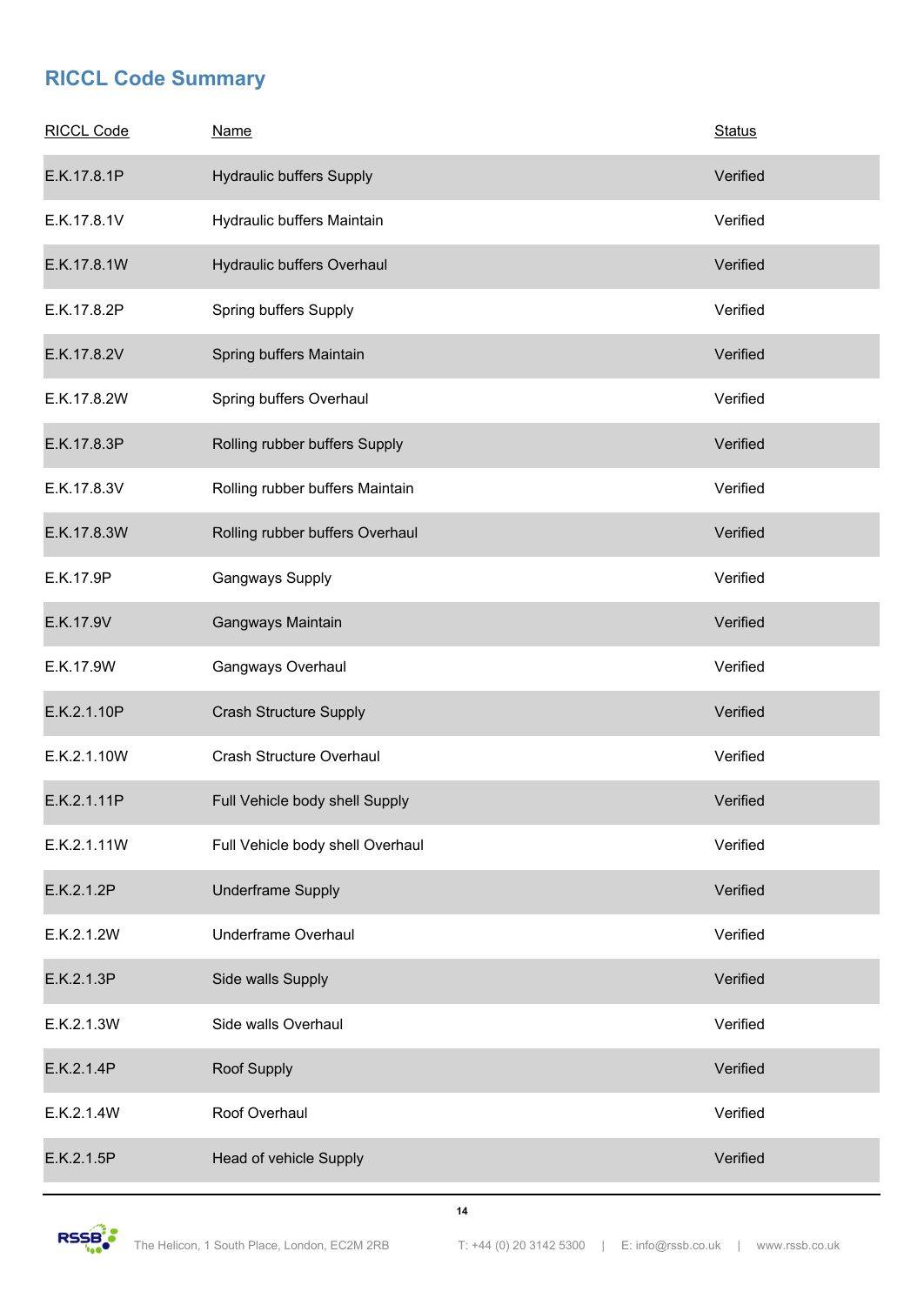## RICCL Code Summary

| RICCL Code | Name | Status |
|---|---|---|
| E.K.17.8.1P | Hydraulic buffers Supply | Verified |
| E.K.17.8.1V | Hydraulic buffers Maintain | Verified |
| E.K.17.8.1W | Hydraulic buffers Overhaul | Verified |
| E.K.17.8.2P | Spring buffers Supply | Verified |
| E.K.17.8.2V | Spring buffers Maintain | Verified |
| E.K.17.8.2W | Spring buffers Overhaul | Verified |
| E.K.17.8.3P | Rolling rubber buffers Supply | Verified |
| E.K.17.8.3V | Rolling rubber buffers Maintain | Verified |
| E.K.17.8.3W | Rolling rubber buffers Overhaul | Verified |
| E.K.17.9P | Gangways Supply | Verified |
| E.K.17.9V | Gangways Maintain | Verified |
| E.K.17.9W | Gangways Overhaul | Verified |
| E.K.2.1.10P | Crash Structure Supply | Verified |
| E.K.2.1.10W | Crash Structure Overhaul | Verified |
| E.K.2.1.11P | Full Vehicle body shell Supply | Verified |
| E.K.2.1.11W | Full Vehicle body shell Overhaul | Verified |
| E.K.2.1.2P | Underframe Supply | Verified |
| E.K.2.1.2W | Underframe Overhaul | Verified |
| E.K.2.1.3P | Side walls Supply | Verified |
| E.K.2.1.3W | Side walls Overhaul | Verified |
| E.K.2.1.4P | Roof Supply | Verified |
| E.K.2.1.4W | Roof Overhaul | Verified |
| E.K.2.1.5P | Head of vehicle Supply | Verified |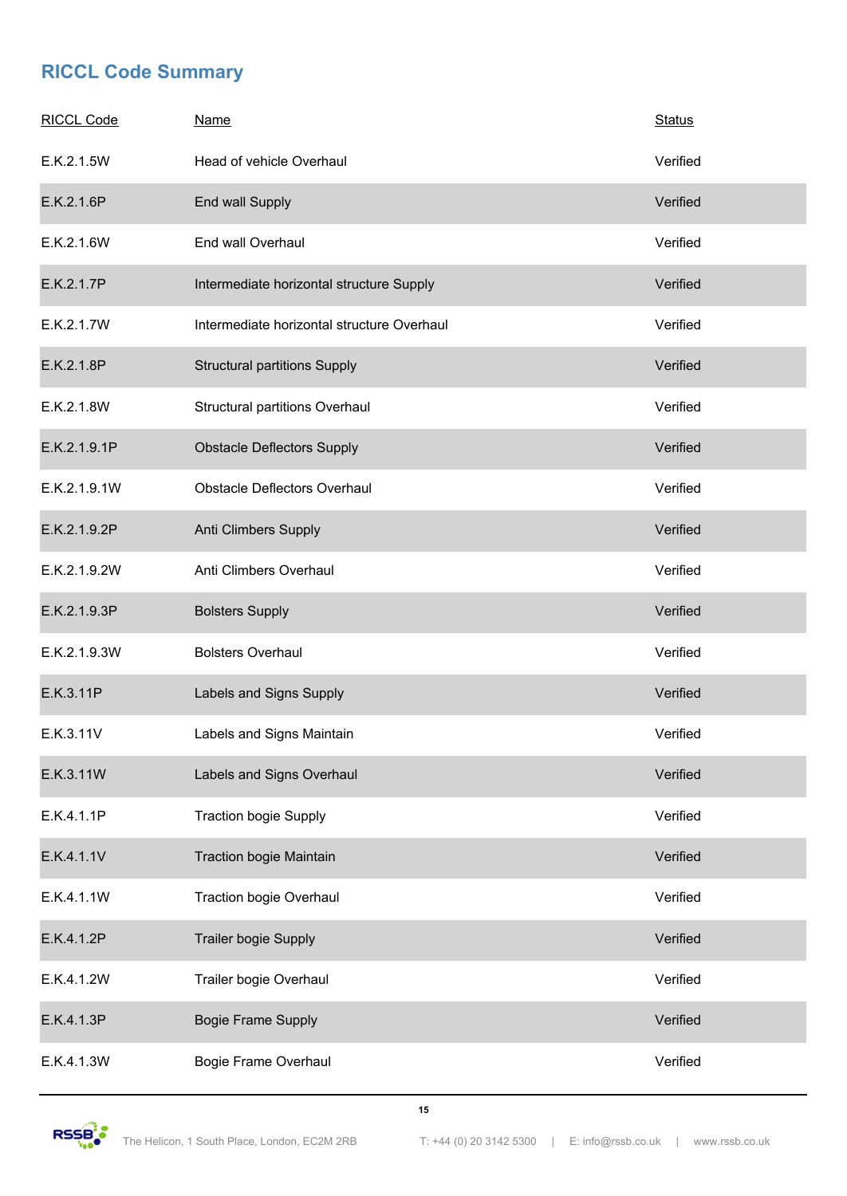## RICCL Code Summary

| RICCL Code | Name | Status |
|---|---|---|
| E.K.2.1.5W | Head of vehicle Overhaul | Verified |
| E.K.2.1.6P | End wall Supply | Verified |
| E.K.2.1.6W | End wall Overhaul | Verified |
| E.K.2.1.7P | Intermediate horizontal structure Supply | Verified |
| E.K.2.1.7W | Intermediate horizontal structure Overhaul | Verified |
| E.K.2.1.8P | Structural partitions Supply | Verified |
| E.K.2.1.8W | Structural partitions Overhaul | Verified |
| E.K.2.1.9.1P | Obstacle Deflectors Supply | Verified |
| E.K.2.1.9.1W | Obstacle Deflectors Overhaul | Verified |
| E.K.2.1.9.2P | Anti Climbers Supply | Verified |
| E.K.2.1.9.2W | Anti Climbers Overhaul | Verified |
| E.K.2.1.9.3P | Bolsters Supply | Verified |
| E.K.2.1.9.3W | Bolsters Overhaul | Verified |
| E.K.3.11P | Labels and Signs Supply | Verified |
| E.K.3.11V | Labels and Signs Maintain | Verified |
| E.K.3.11W | Labels and Signs Overhaul | Verified |
| E.K.4.1.1P | Traction bogie Supply | Verified |
| E.K.4.1.1V | Traction bogie Maintain | Verified |
| E.K.4.1.1W | Traction bogie Overhaul | Verified |
| E.K.4.1.2P | Trailer bogie Supply | Verified |
| E.K.4.1.2W | Trailer bogie Overhaul | Verified |
| E.K.4.1.3P | Bogie Frame Supply | Verified |
| E.K.4.1.3W | Bogie Frame Overhaul | Verified |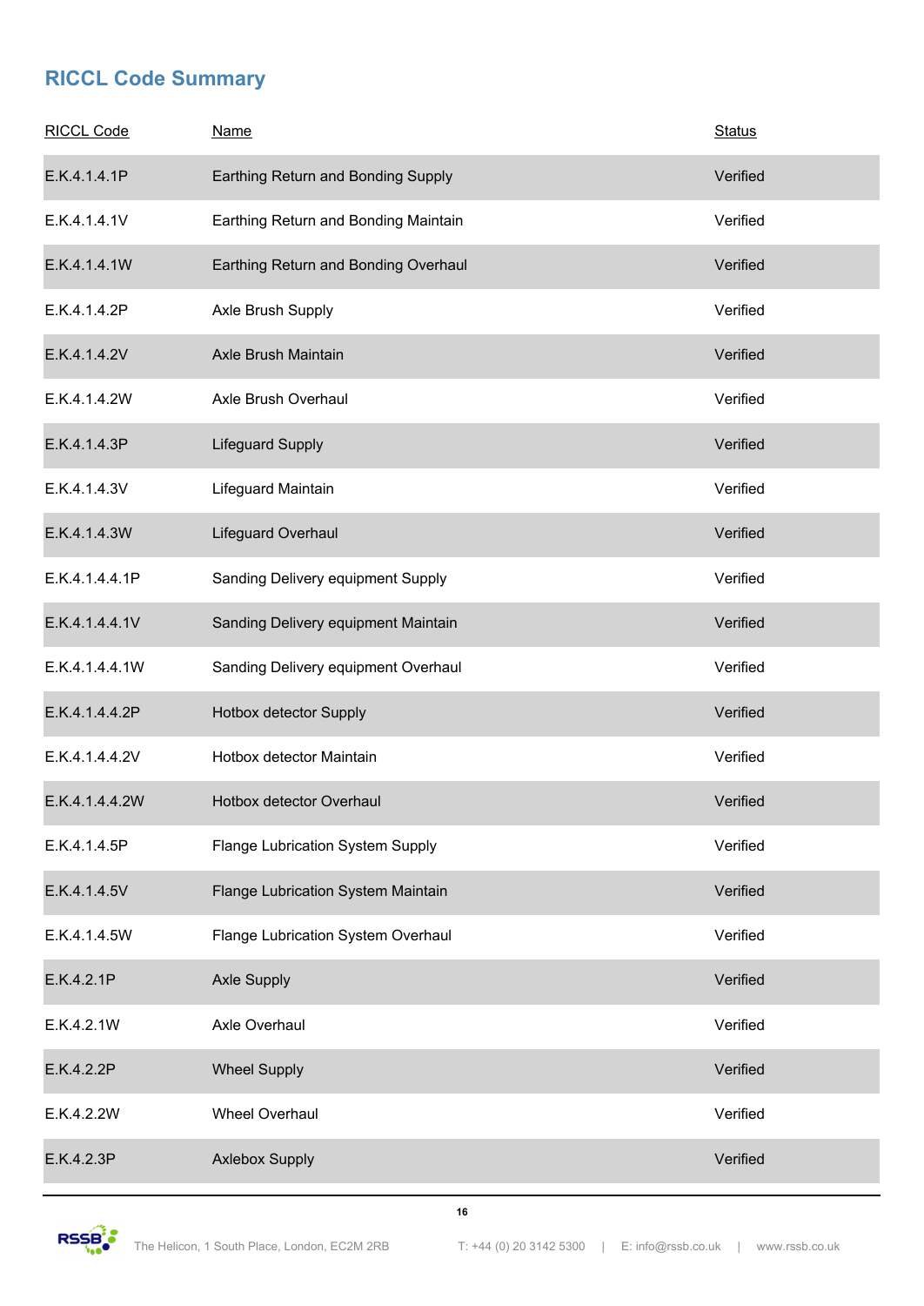## RICCL Code Summary

| RICCL Code | Name | Status |
|---|---|---|
| E.K.4.1.4.1P | Earthing Return and Bonding Supply | Verified |
| E.K.4.1.4.1V | Earthing Return and Bonding Maintain | Verified |
| E.K.4.1.4.1W | Earthing Return and Bonding Overhaul | Verified |
| E.K.4.1.4.2P | Axle Brush Supply | Verified |
| E.K.4.1.4.2V | Axle Brush Maintain | Verified |
| E.K.4.1.4.2W | Axle Brush Overhaul | Verified |
| E.K.4.1.4.3P | Lifeguard Supply | Verified |
| E.K.4.1.4.3V | Lifeguard Maintain | Verified |
| E.K.4.1.4.3W | Lifeguard Overhaul | Verified |
| E.K.4.1.4.4.1P | Sanding Delivery equipment Supply | Verified |
| E.K.4.1.4.4.1V | Sanding Delivery equipment Maintain | Verified |
| E.K.4.1.4.4.1W | Sanding Delivery equipment Overhaul | Verified |
| E.K.4.1.4.4.2P | Hotbox detector Supply | Verified |
| E.K.4.1.4.4.2V | Hotbox detector Maintain | Verified |
| E.K.4.1.4.4.2W | Hotbox detector Overhaul | Verified |
| E.K.4.1.4.5P | Flange Lubrication System Supply | Verified |
| E.K.4.1.4.5V | Flange Lubrication System Maintain | Verified |
| E.K.4.1.4.5W | Flange Lubrication System Overhaul | Verified |
| E.K.4.2.1P | Axle Supply | Verified |
| E.K.4.2.1W | Axle Overhaul | Verified |
| E.K.4.2.2P | Wheel Supply | Verified |
| E.K.4.2.2W | Wheel Overhaul | Verified |
| E.K.4.2.3P | Axlebox Supply | Verified |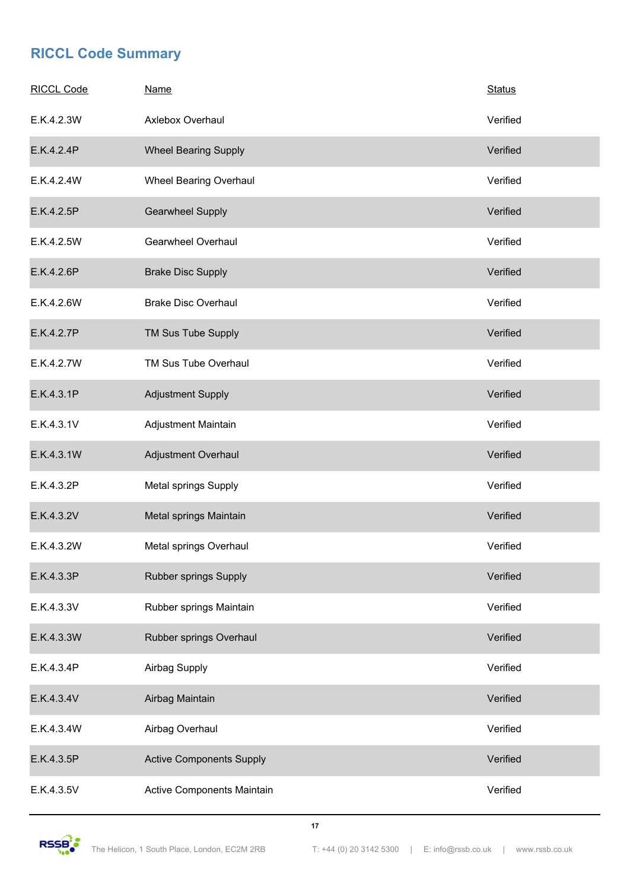## RICCL Code Summary

| RICCL Code | Name | Status |
| --- | --- | --- |
| E.K.4.2.3W | Axlebox Overhaul | Verified |
| E.K.4.2.4P | Wheel Bearing Supply | Verified |
| E.K.4.2.4W | Wheel Bearing Overhaul | Verified |
| E.K.4.2.5P | Gearwheel Supply | Verified |
| E.K.4.2.5W | Gearwheel Overhaul | Verified |
| E.K.4.2.6P | Brake Disc Supply | Verified |
| E.K.4.2.6W | Brake Disc Overhaul | Verified |
| E.K.4.2.7P | TM Sus Tube Supply | Verified |
| E.K.4.2.7W | TM Sus Tube Overhaul | Verified |
| E.K.4.3.1P | Adjustment Supply | Verified |
| E.K.4.3.1V | Adjustment Maintain | Verified |
| E.K.4.3.1W | Adjustment Overhaul | Verified |
| E.K.4.3.2P | Metal springs Supply | Verified |
| E.K.4.3.2V | Metal springs Maintain | Verified |
| E.K.4.3.2W | Metal springs Overhaul | Verified |
| E.K.4.3.3P | Rubber springs Supply | Verified |
| E.K.4.3.3V | Rubber springs Maintain | Verified |
| E.K.4.3.3W | Rubber springs Overhaul | Verified |
| E.K.4.3.4P | Airbag Supply | Verified |
| E.K.4.3.4V | Airbag Maintain | Verified |
| E.K.4.3.4W | Airbag Overhaul | Verified |
| E.K.4.3.5P | Active Components Supply | Verified |
| E.K.4.3.5V | Active Components Maintain | Verified |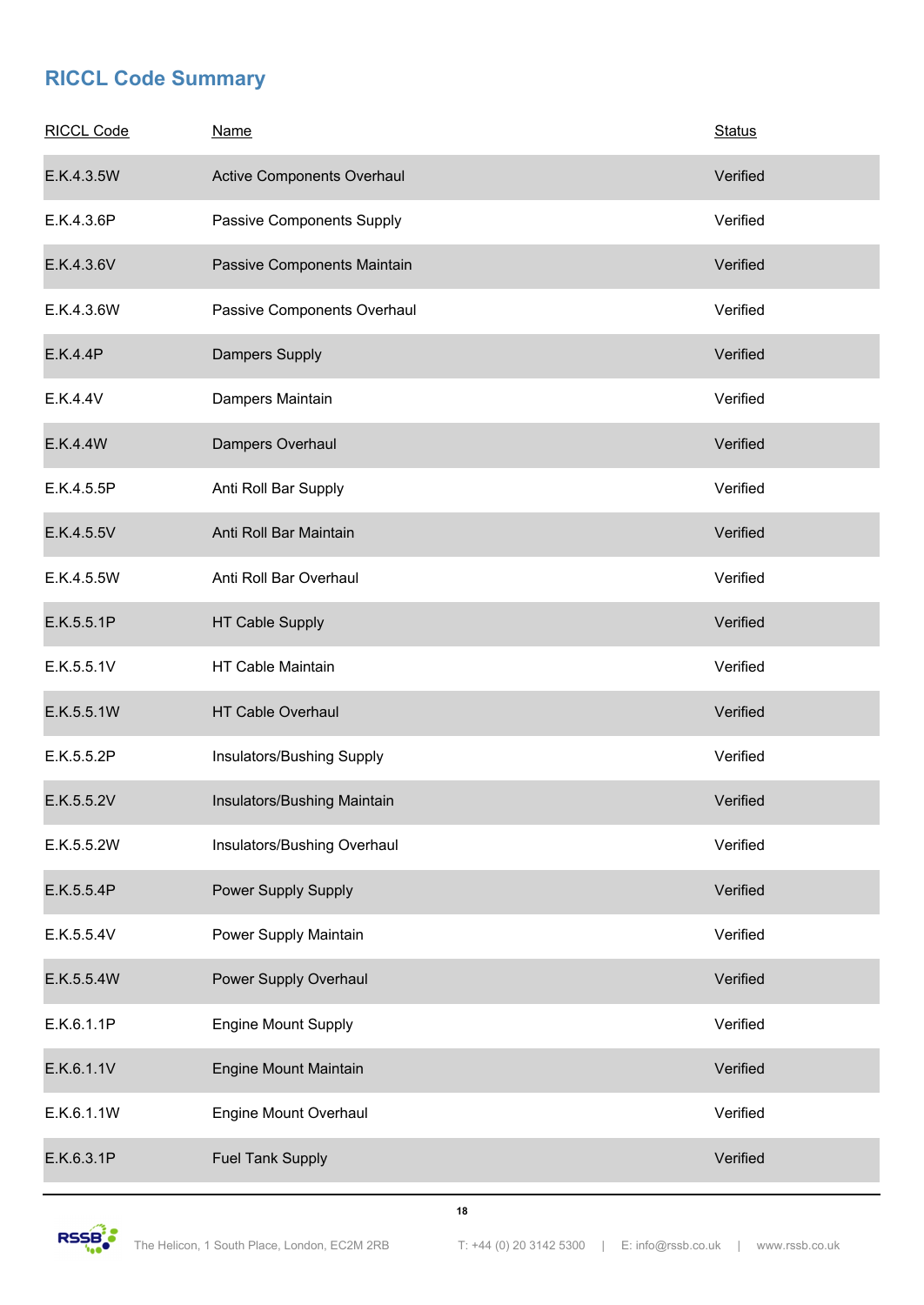## RICCL Code Summary

| RICCL Code | Name | Status |
|---|---|---|
| E.K.4.3.5W | Active Components Overhaul | Verified |
| E.K.4.3.6P | Passive Components Supply | Verified |
| E.K.4.3.6V | Passive Components Maintain | Verified |
| E.K.4.3.6W | Passive Components Overhaul | Verified |
| E.K.4.4P | Dampers Supply | Verified |
| E.K.4.4V | Dampers Maintain | Verified |
| E.K.4.4W | Dampers Overhaul | Verified |
| E.K.4.5.5P | Anti Roll Bar Supply | Verified |
| E.K.4.5.5V | Anti Roll Bar Maintain | Verified |
| E.K.4.5.5W | Anti Roll Bar Overhaul | Verified |
| E.K.5.5.1P | HT Cable Supply | Verified |
| E.K.5.5.1V | HT Cable Maintain | Verified |
| E.K.5.5.1W | HT Cable Overhaul | Verified |
| E.K.5.5.2P | Insulators/Bushing Supply | Verified |
| E.K.5.5.2V | Insulators/Bushing Maintain | Verified |
| E.K.5.5.2W | Insulators/Bushing Overhaul | Verified |
| E.K.5.5.4P | Power Supply Supply | Verified |
| E.K.5.5.4V | Power Supply Maintain | Verified |
| E.K.5.5.4W | Power Supply Overhaul | Verified |
| E.K.6.1.1P | Engine Mount Supply | Verified |
| E.K.6.1.1V | Engine Mount Maintain | Verified |
| E.K.6.1.1W | Engine Mount Overhaul | Verified |
| E.K.6.3.1P | Fuel Tank Supply | Verified |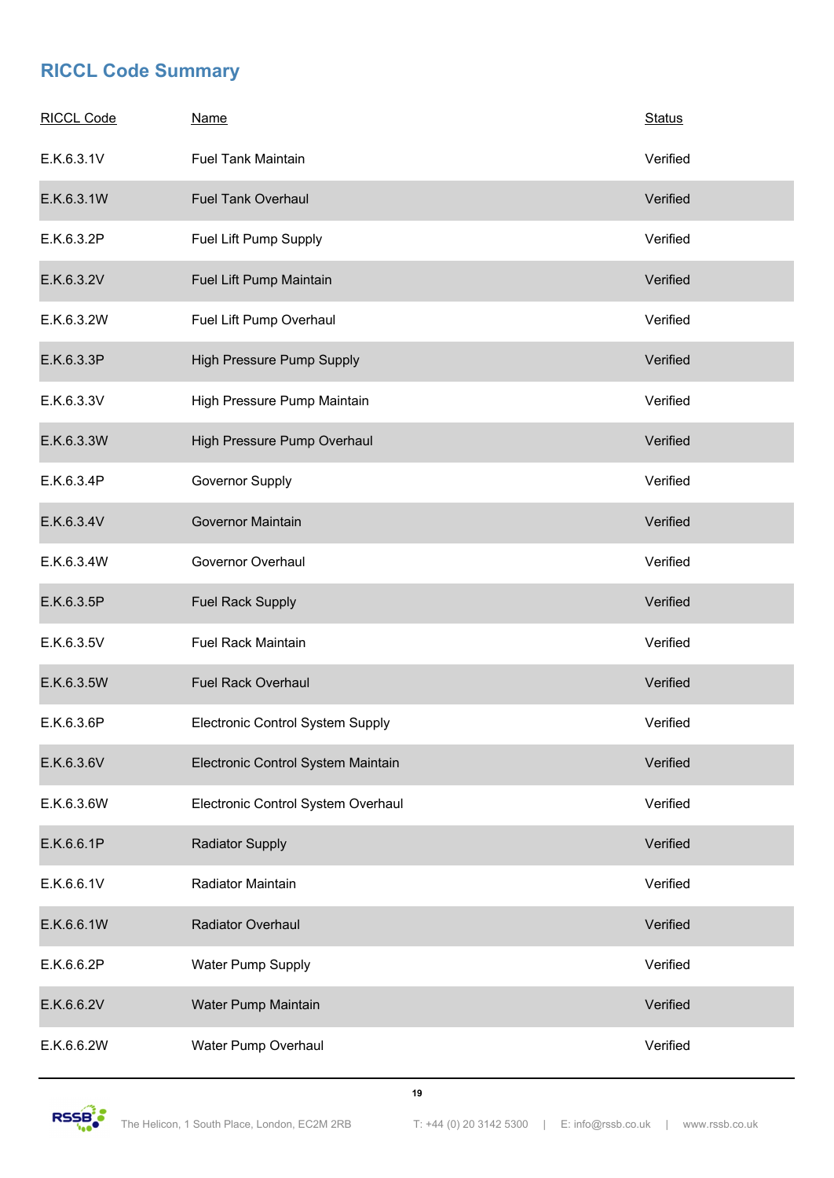## RICCL Code Summary

| RICCL Code | Name | Status |
|---|---|---|
| E.K.6.3.1V | Fuel Tank Maintain | Verified |
| E.K.6.3.1W | Fuel Tank Overhaul | Verified |
| E.K.6.3.2P | Fuel Lift Pump Supply | Verified |
| E.K.6.3.2V | Fuel Lift Pump Maintain | Verified |
| E.K.6.3.2W | Fuel Lift Pump Overhaul | Verified |
| E.K.6.3.3P | High Pressure Pump Supply | Verified |
| E.K.6.3.3V | High Pressure Pump Maintain | Verified |
| E.K.6.3.3W | High Pressure Pump Overhaul | Verified |
| E.K.6.3.4P | Governor Supply | Verified |
| E.K.6.3.4V | Governor Maintain | Verified |
| E.K.6.3.4W | Governor Overhaul | Verified |
| E.K.6.3.5P | Fuel Rack Supply | Verified |
| E.K.6.3.5V | Fuel Rack Maintain | Verified |
| E.K.6.3.5W | Fuel Rack Overhaul | Verified |
| E.K.6.3.6P | Electronic Control System Supply | Verified |
| E.K.6.3.6V | Electronic Control System Maintain | Verified |
| E.K.6.3.6W | Electronic Control System Overhaul | Verified |
| E.K.6.6.1P | Radiator Supply | Verified |
| E.K.6.6.1V | Radiator Maintain | Verified |
| E.K.6.6.1W | Radiator Overhaul | Verified |
| E.K.6.6.2P | Water Pump Supply | Verified |
| E.K.6.6.2V | Water Pump Maintain | Verified |
| E.K.6.6.2W | Water Pump Overhaul | Verified |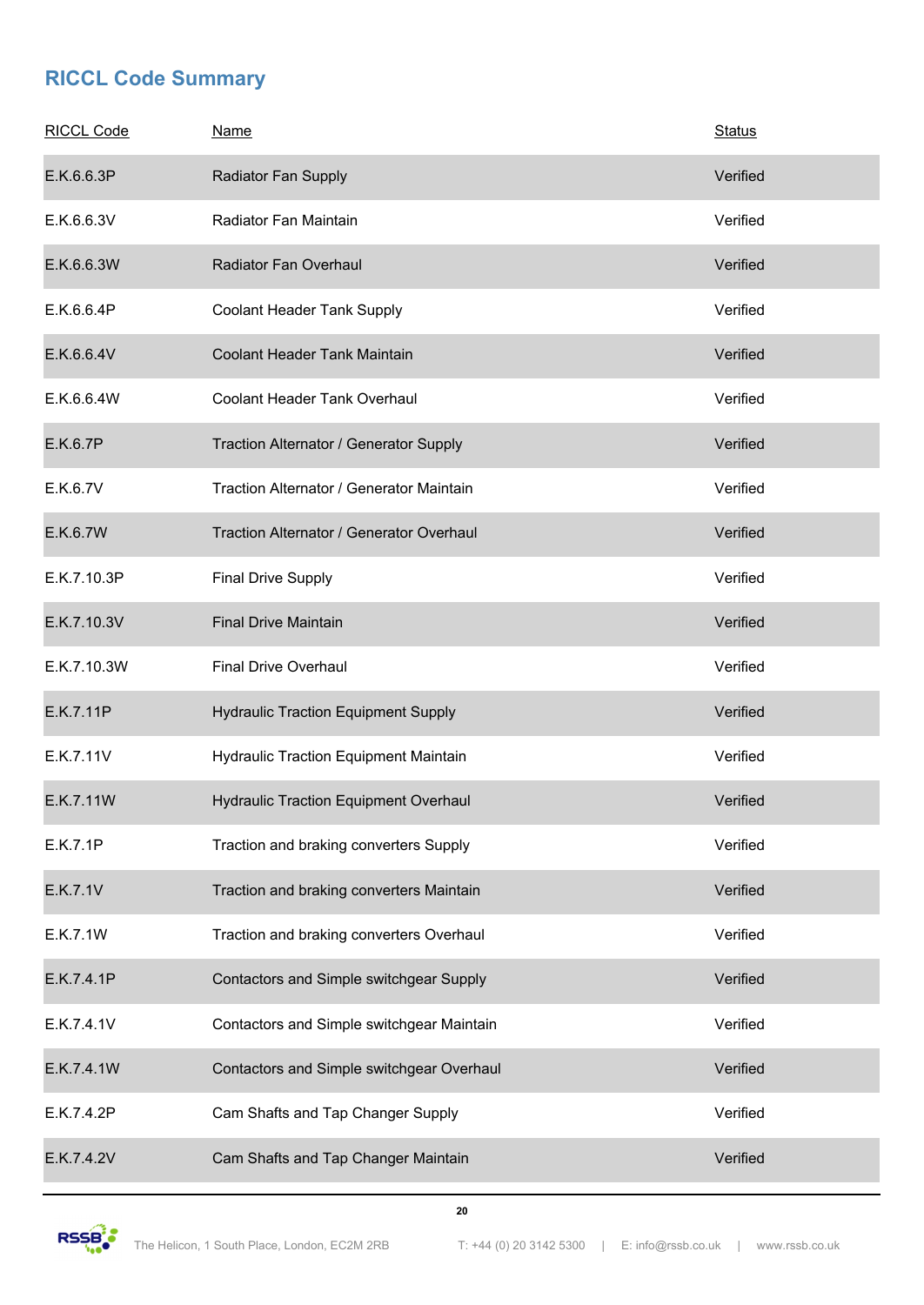## RICCL Code Summary

| RICCL Code | Name | Status |
|---|---|---|
| E.K.6.6.3P | Radiator Fan Supply | Verified |
| E.K.6.6.3V | Radiator Fan Maintain | Verified |
| E.K.6.6.3W | Radiator Fan Overhaul | Verified |
| E.K.6.6.4P | Coolant Header Tank Supply | Verified |
| E.K.6.6.4V | Coolant Header Tank Maintain | Verified |
| E.K.6.6.4W | Coolant Header Tank Overhaul | Verified |
| E.K.6.7P | Traction Alternator / Generator Supply | Verified |
| E.K.6.7V | Traction Alternator / Generator Maintain | Verified |
| E.K.6.7W | Traction Alternator / Generator Overhaul | Verified |
| E.K.7.10.3P | Final Drive Supply | Verified |
| E.K.7.10.3V | Final Drive Maintain | Verified |
| E.K.7.10.3W | Final Drive Overhaul | Verified |
| E.K.7.11P | Hydraulic Traction Equipment Supply | Verified |
| E.K.7.11V | Hydraulic Traction Equipment Maintain | Verified |
| E.K.7.11W | Hydraulic Traction Equipment Overhaul | Verified |
| E.K.7.1P | Traction and braking converters Supply | Verified |
| E.K.7.1V | Traction and braking converters Maintain | Verified |
| E.K.7.1W | Traction and braking converters Overhaul | Verified |
| E.K.7.4.1P | Contactors and Simple switchgear Supply | Verified |
| E.K.7.4.1V | Contactors and Simple switchgear Maintain | Verified |
| E.K.7.4.1W | Contactors and Simple switchgear Overhaul | Verified |
| E.K.7.4.2P | Cam Shafts and Tap Changer Supply | Verified |
| E.K.7.4.2V | Cam Shafts and Tap Changer Maintain | Verified |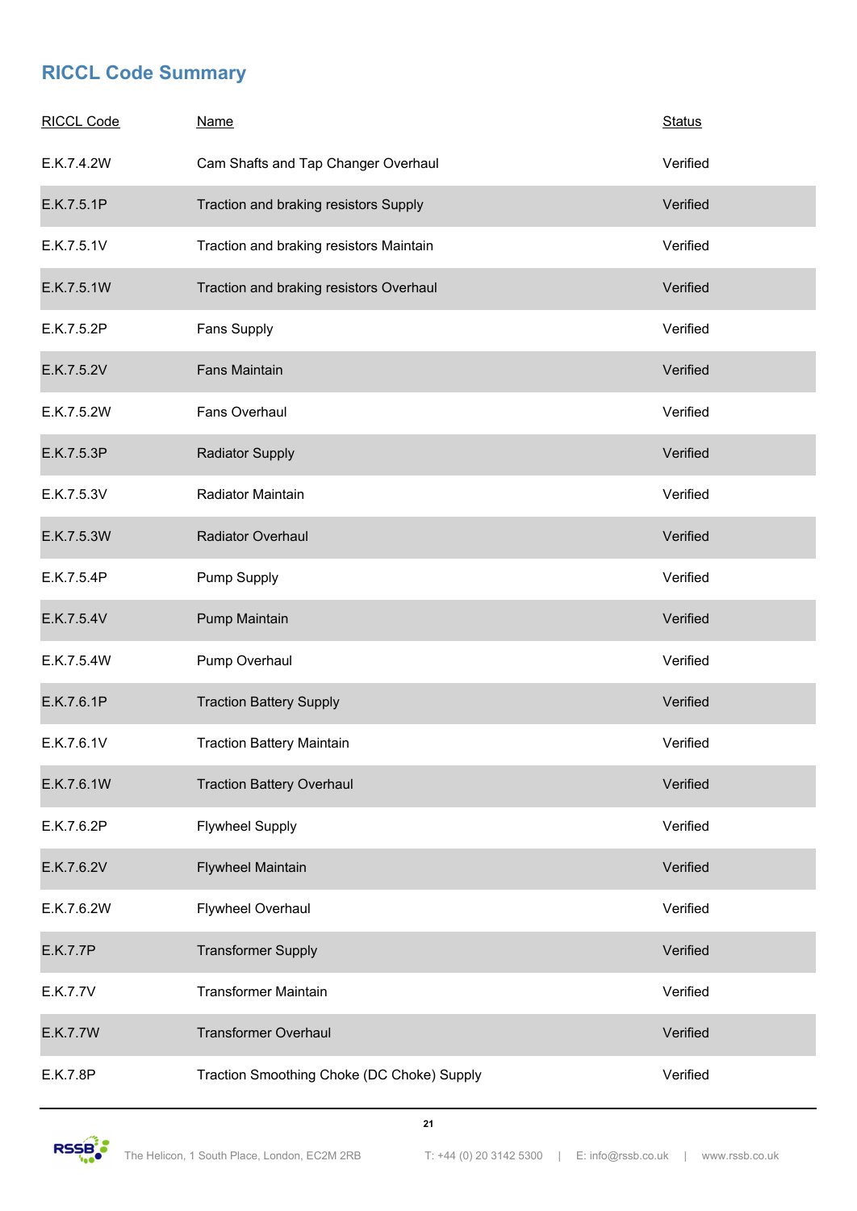## RICCL Code Summary

| RICCL Code | Name | Status |
|---|---|---|
| E.K.7.4.2W | Cam Shafts and Tap Changer Overhaul | Verified |
| E.K.7.5.1P | Traction and braking resistors Supply | Verified |
| E.K.7.5.1V | Traction and braking resistors Maintain | Verified |
| E.K.7.5.1W | Traction and braking resistors Overhaul | Verified |
| E.K.7.5.2P | Fans Supply | Verified |
| E.K.7.5.2V | Fans Maintain | Verified |
| E.K.7.5.2W | Fans Overhaul | Verified |
| E.K.7.5.3P | Radiator Supply | Verified |
| E.K.7.5.3V | Radiator Maintain | Verified |
| E.K.7.5.3W | Radiator Overhaul | Verified |
| E.K.7.5.4P | Pump Supply | Verified |
| E.K.7.5.4V | Pump Maintain | Verified |
| E.K.7.5.4W | Pump Overhaul | Verified |
| E.K.7.6.1P | Traction Battery Supply | Verified |
| E.K.7.6.1V | Traction Battery Maintain | Verified |
| E.K.7.6.1W | Traction Battery Overhaul | Verified |
| E.K.7.6.2P | Flywheel Supply | Verified |
| E.K.7.6.2V | Flywheel Maintain | Verified |
| E.K.7.6.2W | Flywheel Overhaul | Verified |
| E.K.7.7P | Transformer Supply | Verified |
| E.K.7.7V | Transformer Maintain | Verified |
| E.K.7.7W | Transformer Overhaul | Verified |
| E.K.7.8P | Traction Smoothing Choke (DC Choke) Supply | Verified |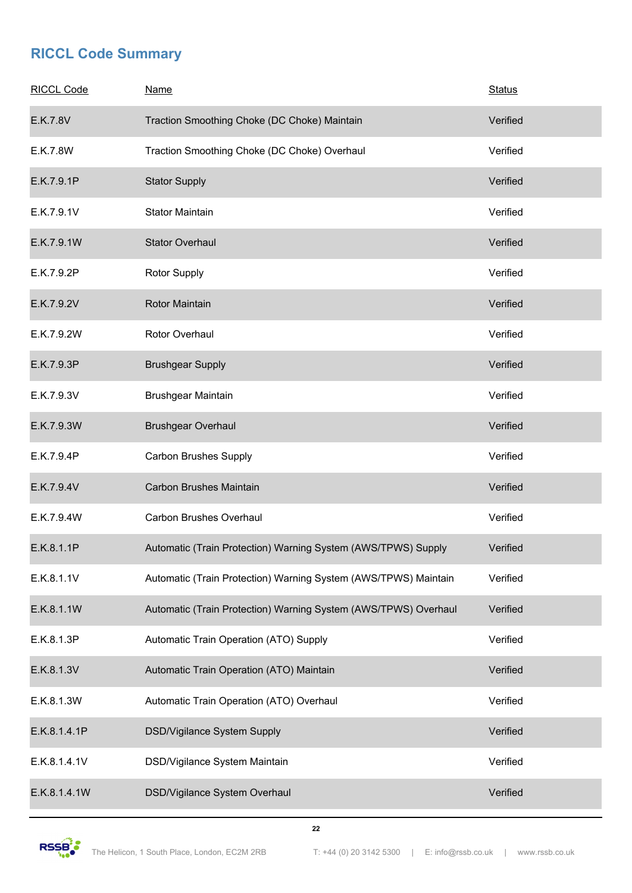## RICCL Code Summary

| RICCL Code | Name | Status |
| --- | --- | --- |
| E.K.7.8V | Traction Smoothing Choke (DC Choke) Maintain | Verified |
| E.K.7.8W | Traction Smoothing Choke (DC Choke) Overhaul | Verified |
| E.K.7.9.1P | Stator Supply | Verified |
| E.K.7.9.1V | Stator Maintain | Verified |
| E.K.7.9.1W | Stator Overhaul | Verified |
| E.K.7.9.2P | Rotor Supply | Verified |
| E.K.7.9.2V | Rotor Maintain | Verified |
| E.K.7.9.2W | Rotor Overhaul | Verified |
| E.K.7.9.3P | Brushgear Supply | Verified |
| E.K.7.9.3V | Brushgear Maintain | Verified |
| E.K.7.9.3W | Brushgear Overhaul | Verified |
| E.K.7.9.4P | Carbon Brushes Supply | Verified |
| E.K.7.9.4V | Carbon Brushes Maintain | Verified |
| E.K.7.9.4W | Carbon Brushes Overhaul | Verified |
| E.K.8.1.1P | Automatic (Train Protection) Warning System (AWS/TPWS) Supply | Verified |
| E.K.8.1.1V | Automatic (Train Protection) Warning System (AWS/TPWS) Maintain | Verified |
| E.K.8.1.1W | Automatic (Train Protection) Warning System (AWS/TPWS) Overhaul | Verified |
| E.K.8.1.3P | Automatic Train Operation (ATO) Supply | Verified |
| E.K.8.1.3V | Automatic Train Operation (ATO) Maintain | Verified |
| E.K.8.1.3W | Automatic Train Operation (ATO) Overhaul | Verified |
| E.K.8.1.4.1P | DSD/Vigilance System Supply | Verified |
| E.K.8.1.4.1V | DSD/Vigilance System Maintain | Verified |
| E.K.8.1.4.1W | DSD/Vigilance System Overhaul | Verified |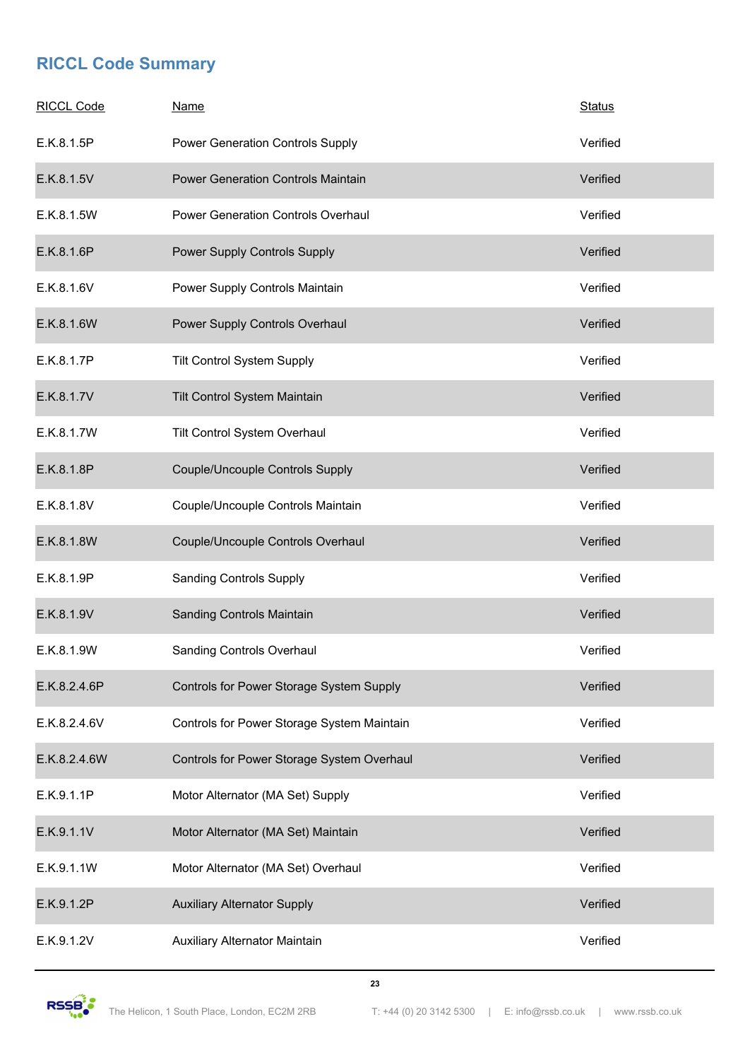## RICCL Code Summary

| RICCL Code | Name | Status |
|---|---|---|
| E.K.8.1.5P | Power Generation Controls Supply | Verified |
| E.K.8.1.5V | Power Generation Controls Maintain | Verified |
| E.K.8.1.5W | Power Generation Controls Overhaul | Verified |
| E.K.8.1.6P | Power Supply Controls Supply | Verified |
| E.K.8.1.6V | Power Supply Controls Maintain | Verified |
| E.K.8.1.6W | Power Supply Controls Overhaul | Verified |
| E.K.8.1.7P | Tilt Control System Supply | Verified |
| E.K.8.1.7V | Tilt Control System Maintain | Verified |
| E.K.8.1.7W | Tilt Control System Overhaul | Verified |
| E.K.8.1.8P | Couple/Uncouple Controls Supply | Verified |
| E.K.8.1.8V | Couple/Uncouple Controls Maintain | Verified |
| E.K.8.1.8W | Couple/Uncouple Controls Overhaul | Verified |
| E.K.8.1.9P | Sanding Controls Supply | Verified |
| E.K.8.1.9V | Sanding Controls Maintain | Verified |
| E.K.8.1.9W | Sanding Controls Overhaul | Verified |
| E.K.8.2.4.6P | Controls for Power Storage System Supply | Verified |
| E.K.8.2.4.6V | Controls for Power Storage System Maintain | Verified |
| E.K.8.2.4.6W | Controls for Power Storage System Overhaul | Verified |
| E.K.9.1.1P | Motor Alternator (MA Set) Supply | Verified |
| E.K.9.1.1V | Motor Alternator (MA Set) Maintain | Verified |
| E.K.9.1.1W | Motor Alternator (MA Set) Overhaul | Verified |
| E.K.9.1.2P | Auxiliary Alternator Supply | Verified |
| E.K.9.1.2V | Auxiliary Alternator Maintain | Verified |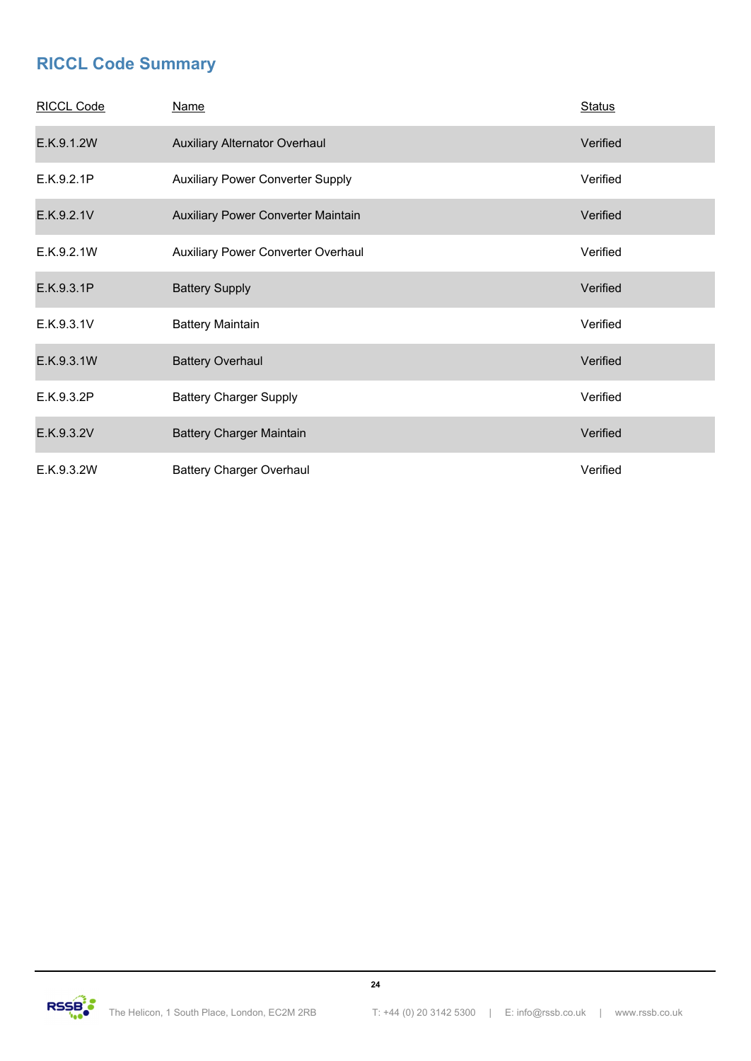## RICCL Code Summary

| RICCL Code | Name | Status |
|---|---|---|
| E.K.9.1.2W | Auxiliary Alternator Overhaul | Verified |
| E.K.9.2.1P | Auxiliary Power Converter Supply | Verified |
| E.K.9.2.1V | Auxiliary Power Converter Maintain | Verified |
| E.K.9.2.1W | Auxiliary Power Converter Overhaul | Verified |
| E.K.9.3.1P | Battery Supply | Verified |
| E.K.9.3.1V | Battery Maintain | Verified |
| E.K.9.3.1W | Battery Overhaul | Verified |
| E.K.9.3.2P | Battery Charger Supply | Verified |
| E.K.9.3.2V | Battery Charger Maintain | Verified |
| E.K.9.3.2W | Battery Charger Overhaul | Verified |